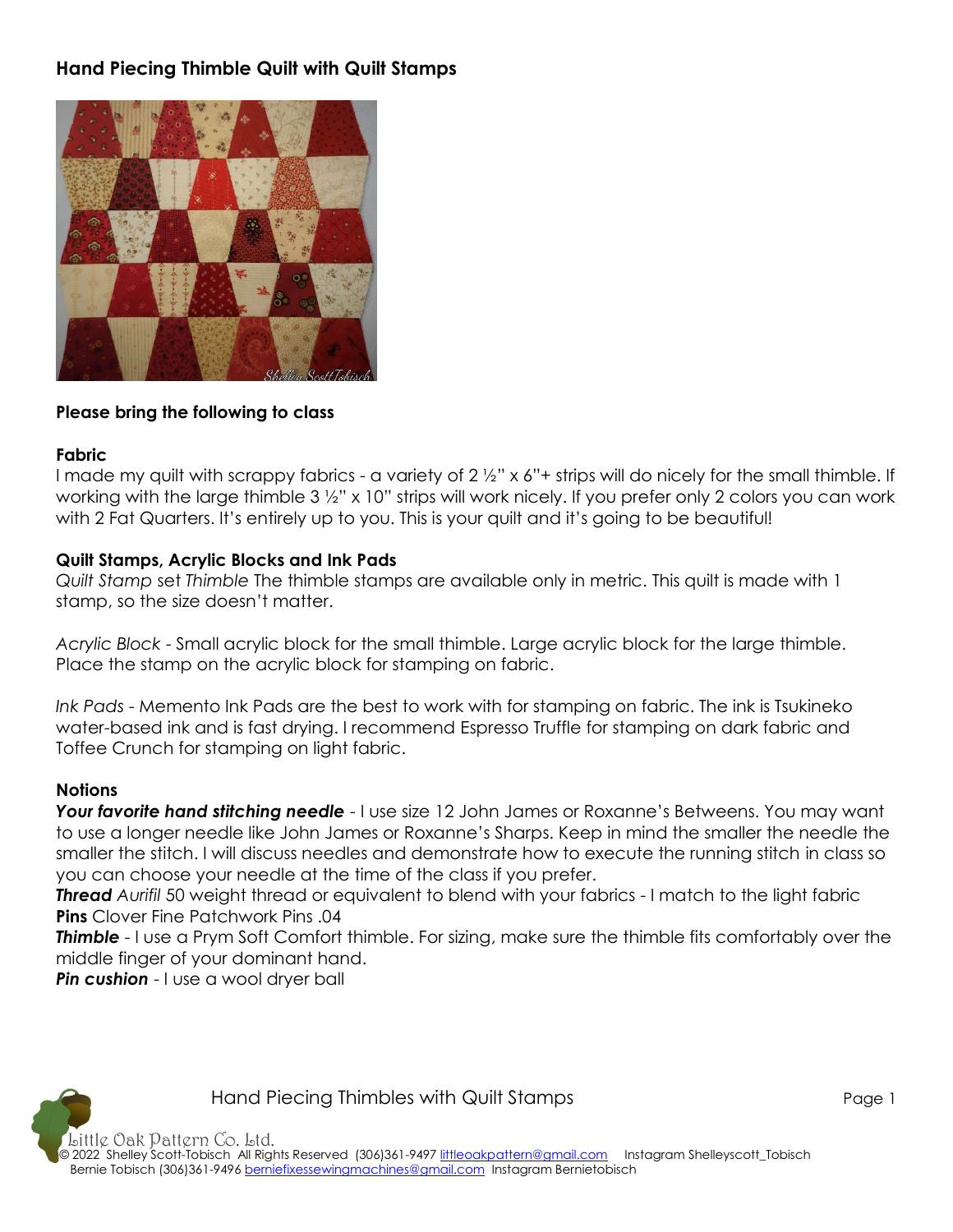# Hand Piecing Thimble Quilt with Quilt Stamps

## Please bring the following to class

### Fabric

I made my quilt with scrappy fabrics - a variety of 2 ½" x 6"+ strips will do nicely for the small thimble. If working with the large thimble 3 ½" x 10" strips will work nicely. If you prefer only 2 colors you can work with 2 Fat Quarters. It's entirely up to you. This is your quilt and it's going to be beautiful!

### Quilt Stamps, Acrylic Blocks and Ink Pads

*Quilt Stamp* set *Thimble* The thimble stamps are available only in metric. This quilt is made with 1 stamp, so the size doesn't matter.

*Acrylic Block* - Small acrylic block for the small thimble. Large acrylic block for the large thimble. Place the stamp on the acrylic block for stamping on fabric.

*Ink Pads* - Memento Ink Pads are the best to work with for stamping on fabric. The ink is Tsukineko water-based ink and is fast drying. I recommend Espresso Truffle for stamping on dark fabric and Toffee Crunch for stamping on light fabric.

### Notions

***Your favorite hand stitching needle*** - I use size 12 John James or Roxanne's Betweens. You may want to use a longer needle like John James or Roxanne's Sharps. Keep in mind the smaller the needle the smaller the stitch. I will discuss needles and demonstrate how to execute the running stitch in class so you can choose your needle at the time of the class if you prefer.
***Thread*** *Aurifil* 50 weight thread or equivalent to blend with your fabrics - I match to the light fabric
**Pins** Clover Fine Patchwork Pins .04
***Thimble*** - I use a Prym Soft Comfort thimble. For sizing, make sure the thimble fits comfortably over the middle finger of your dominant hand.
***Pin cushion*** - I use a wool dryer ball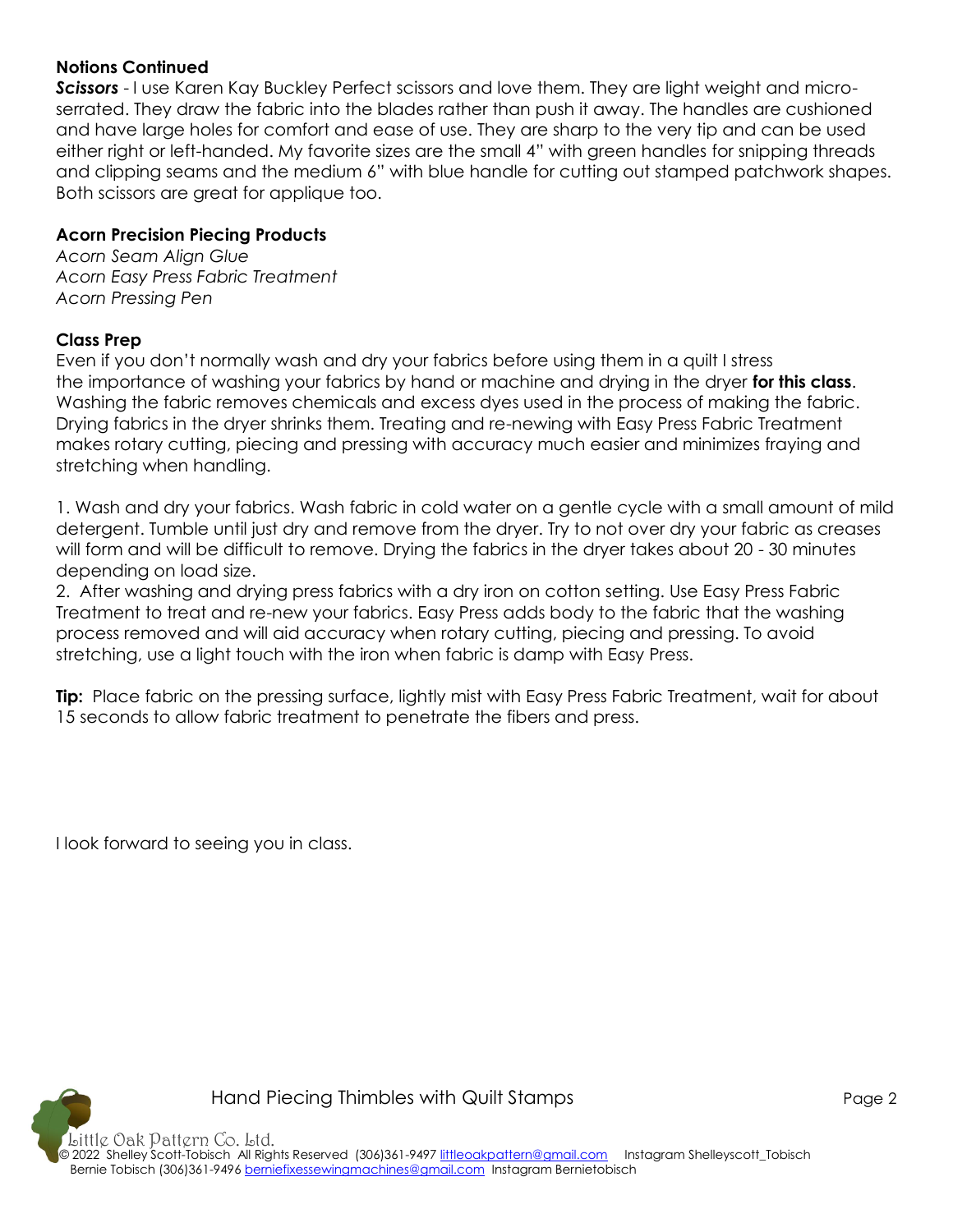**Notions Continued**

***Scissors*** - I use Karen Kay Buckley Perfect scissors and love them. They are light weight and micro-serrated. They draw the fabric into the blades rather than push it away. The handles are cushioned and have large holes for comfort and ease of use. They are sharp to the very tip and can be used either right or left-handed. My favorite sizes are the small 4" with green handles for snipping threads and clipping seams and the medium 6" with blue handle for cutting out stamped patchwork shapes. Both scissors are great for applique too.

**Acorn Precision Piecing Products**

*Acorn Seam Align Glue*
*Acorn Easy Press Fabric Treatment*
*Acorn Pressing Pen*

**Class Prep**

Even if you don't normally wash and dry your fabrics before using them in a quilt I stress the importance of washing your fabrics by hand or machine and drying in the dryer **for this class**. Washing the fabric removes chemicals and excess dyes used in the process of making the fabric. Drying fabrics in the dryer shrinks them. Treating and re-newing with Easy Press Fabric Treatment makes rotary cutting, piecing and pressing with accuracy much easier and minimizes fraying and stretching when handling.

1. Wash and dry your fabrics. Wash fabric in cold water on a gentle cycle with a small amount of mild detergent. Tumble until just dry and remove from the dryer. Try to not over dry your fabric as creases will form and will be difficult to remove. Drying the fabrics in the dryer takes about 20 - 30 minutes depending on load size.
2. After washing and drying press fabrics with a dry iron on cotton setting. Use Easy Press Fabric Treatment to treat and re-new your fabrics. Easy Press adds body to the fabric that the washing process removed and will aid accuracy when rotary cutting, piecing and pressing. To avoid stretching, use a light touch with the iron when fabric is damp with Easy Press.

**Tip:** Place fabric on the pressing surface, lightly mist with Easy Press Fabric Treatment, wait for about 15 seconds to allow fabric treatment to penetrate the fibers and press.

I look forward to seeing you in class.